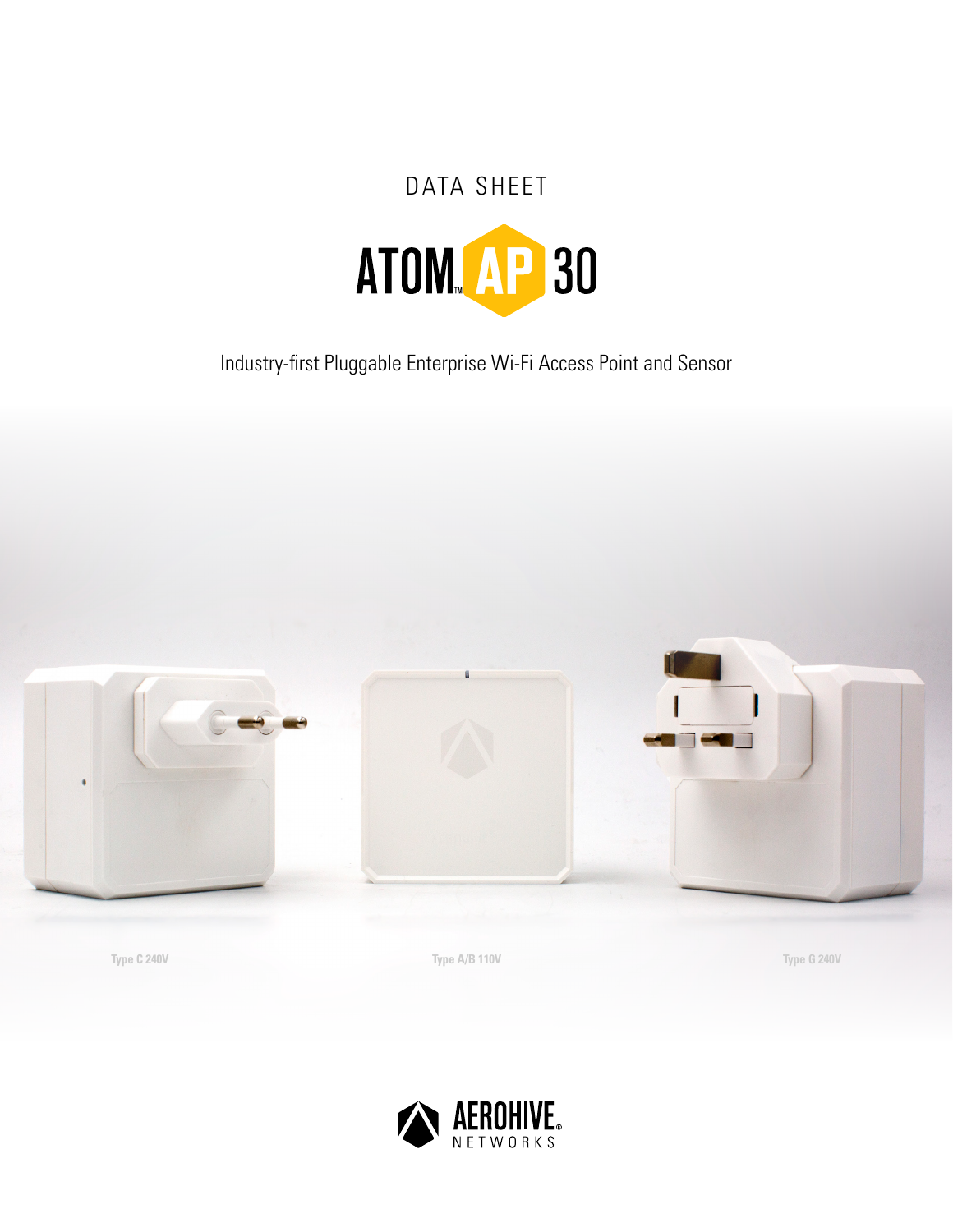DATA SHEET

# ATOM™ AP 30

Industry-first Pluggable Enterprise Wi-Fi Access Point and Sensor

Type C 240V

Type A/B 110V

Type G 240V

AEROHIVE® NETWORKS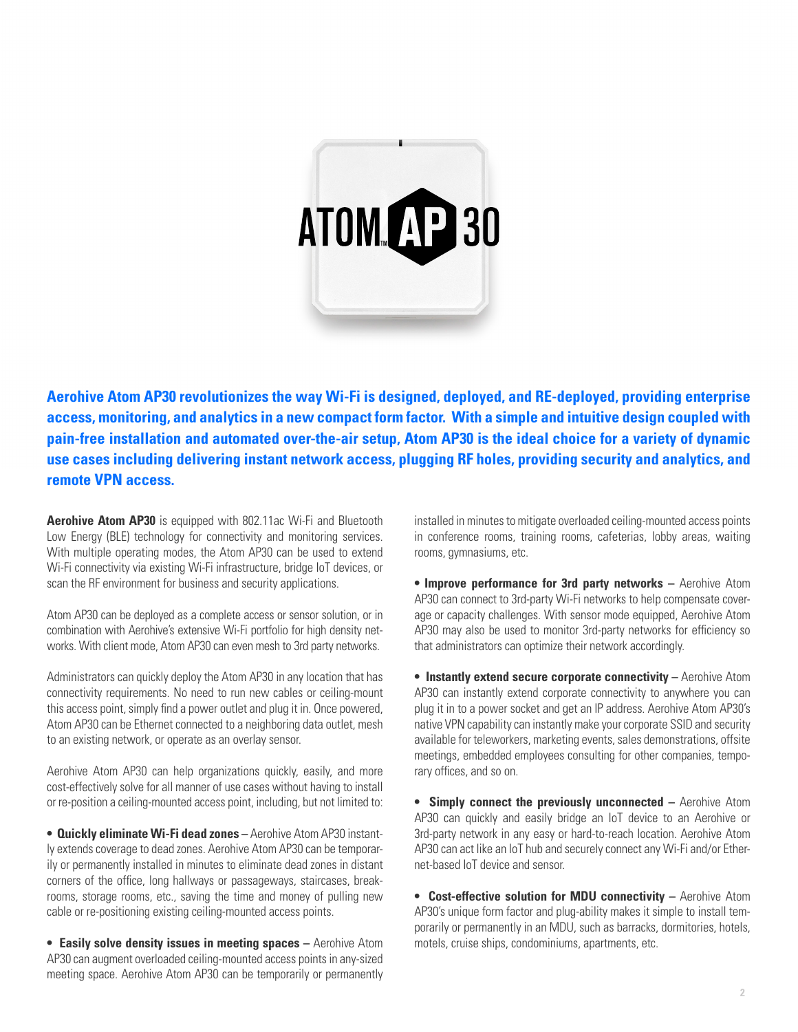**Aerohive Atom AP30 revolutionizes the way Wi-Fi is designed, deployed, and RE-deployed, providing enterprise access, monitoring, and analytics in a new compact form factor. With a simple and intuitive design coupled with pain-free installation and automated over-the-air setup, Atom AP30 is the ideal choice for a variety of dynamic use cases including delivering instant network access, plugging RF holes, providing security and analytics, and remote VPN access.**

**Aerohive Atom AP30** is equipped with 802.11ac Wi-Fi and Bluetooth Low Energy (BLE) technology for connectivity and monitoring services. With multiple operating modes, the Atom AP30 can be used to extend Wi-Fi connectivity via existing Wi-Fi infrastructure, bridge IoT devices, or scan the RF environment for business and security applications.

Atom AP30 can be deployed as a complete access or sensor solution, or in combination with Aerohive's extensive Wi-Fi portfolio for high density networks. With client mode, Atom AP30 can even mesh to 3rd party networks.

Administrators can quickly deploy the Atom AP30 in any location that has connectivity requirements. No need to run new cables or ceiling-mount this access point, simply find a power outlet and plug it in. Once powered, Atom AP30 can be Ethernet connected to a neighboring data outlet, mesh to an existing network, or operate as an overlay sensor.

Aerohive Atom AP30 can help organizations quickly, easily, and more cost-effectively solve for all manner of use cases without having to install or re-position a ceiling-mounted access point, including, but not limited to:

- **Quickly eliminate Wi-Fi dead zones –** Aerohive Atom AP30 instantly extends coverage to dead zones. Aerohive Atom AP30 can be temporarily or permanently installed in minutes to eliminate dead zones in distant corners of the office, long hallways or passageways, staircases, breakrooms, storage rooms, etc., saving the time and money of pulling new cable or re-positioning existing ceiling-mounted access points.
- **Easily solve density issues in meeting spaces –** Aerohive Atom AP30 can augment overloaded ceiling-mounted access points in any-sized meeting space. Aerohive Atom AP30 can be temporarily or permanently installed in minutes to mitigate overloaded ceiling-mounted access points in conference rooms, training rooms, cafeterias, lobby areas, waiting rooms, gymnasiums, etc.
- **Improve performance for 3rd party networks –** Aerohive Atom AP30 can connect to 3rd-party Wi-Fi networks to help compensate coverage or capacity challenges. With sensor mode equipped, Aerohive Atom AP30 may also be used to monitor 3rd-party networks for efficiency so that administrators can optimize their network accordingly.
- **Instantly extend secure corporate connectivity –** Aerohive Atom AP30 can instantly extend corporate connectivity to anywhere you can plug it in to a power socket and get an IP address. Aerohive Atom AP30's native VPN capability can instantly make your corporate SSID and security available for teleworkers, marketing events, sales demonstrations, offsite meetings, embedded employees consulting for other companies, temporary offices, and so on.
- **Simply connect the previously unconnected –** Aerohive Atom AP30 can quickly and easily bridge an IoT device to an Aerohive or 3rd-party network in any easy or hard-to-reach location. Aerohive Atom AP30 can act like an IoT hub and securely connect any Wi-Fi and/or Ethernet-based IoT device and sensor.
- **Cost-effective solution for MDU connectivity –** Aerohive Atom AP30's unique form factor and plug-ability makes it simple to install temporarily or permanently in an MDU, such as barracks, dormitories, hotels, motels, cruise ships, condominiums, apartments, etc.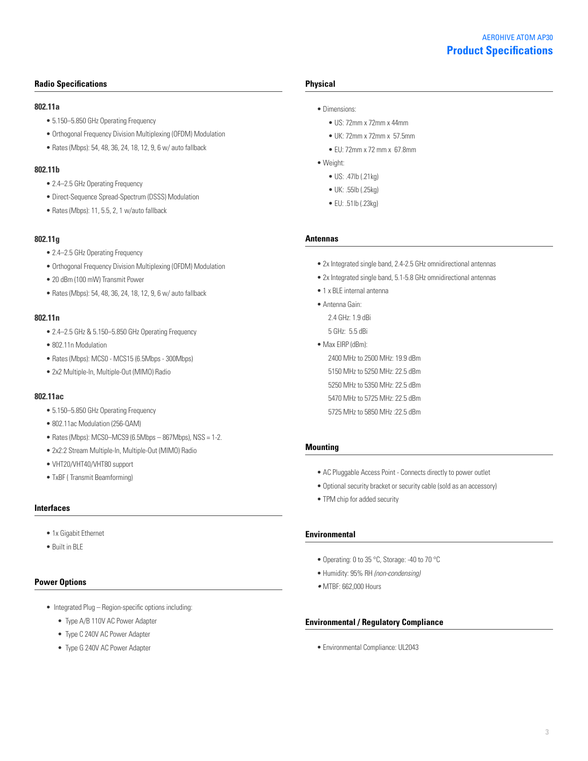AEROHIVE ATOM AP30

# Product Specifications

## Radio Specifications

### 802.11a

- 5.150–5.850 GHz Operating Frequency
- Orthogonal Frequency Division Multiplexing (OFDM) Modulation
- Rates (Mbps): 54, 48, 36, 24, 18, 12, 9, 6 w/ auto fallback

### 802.11b

- 2.4–2.5 GHz Operating Frequency
- Direct-Sequence Spread-Spectrum (DSSS) Modulation
- Rates (Mbps): 11, 5.5, 2, 1 w/auto fallback

### 802.11g

- 2.4–2.5 GHz Operating Frequency
- Orthogonal Frequency Division Multiplexing (OFDM) Modulation
- 20 dBm (100 mW) Transmit Power
- Rates (Mbps): 54, 48, 36, 24, 18, 12, 9, 6 w/ auto fallback

### 802.11n

- 2.4–2.5 GHz & 5.150–5.850 GHz Operating Frequency
- 802.11n Modulation
- Rates (Mbps): MCS0 - MCS15 (6.5Mbps - 300Mbps)
- 2x2 Multiple-In, Multiple-Out (MIMO) Radio

### 802.11ac

- 5.150–5.850 GHz Operating Frequency
- 802.11ac Modulation (256-QAM)
- Rates (Mbps): MCS0–MCS9 (6.5Mbps – 867Mbps), NSS = 1-2.
- 2x2:2 Stream Multiple-In, Multiple-Out (MIMO) Radio
- VHT20/VHT40/VHT80 support
- TxBF ( Transmit Beamforming)

## Interfaces

- 1x Gigabit Ethernet
- Built in BLE

## Power Options

- Integrated Plug – Region-specific options including:
  - Type A/B 110V AC Power Adapter
  - Type C 240V AC Power Adapter
  - Type G 240V AC Power Adapter

## Physical

- Dimensions:
  - US: 72mm x 72mm x 44mm
  - UK: 72mm x 72mm x 57.5mm
  - EU: 72mm x 72 mm x 67.8mm
- Weight:
  - US: .47lb (.21kg)
  - UK: .55lb (.25kg)
  - EU: .51lb (.23kg)

## Antennas

- 2x Integrated single band, 2.4-2.5 GHz omnidirectional antennas
- 2x Integrated single band, 5.1-5.8 GHz omnidirectional antennas
- 1 x BLE internal antenna
- Antenna Gain:
  
  2.4 GHz: 1.9 dBi
  
  5 GHz: 5.5 dBi
- Max EIRP (dBm):
  
  2400 MHz to 2500 MHz: 19.9 dBm
  
  5150 MHz to 5250 MHz: 22.5 dBm
  
  5250 MHz to 5350 MHz: 22.5 dBm
  
  5470 MHz to 5725 MHz: 22.5 dBm
  
  5725 MHz to 5850 MHz :22.5 dBm

## Mounting

- AC Pluggable Access Point - Connects directly to power outlet
- Optional security bracket or security cable (sold as an accessory)
- TPM chip for added security

## Environmental

- Operating: 0 to 35 °C, Storage: -40 to 70 °C
- Humidity: 95% RH *(non-condensing)*
- MTBF: 662,000 Hours

## Environmental / Regulatory Compliance

- Environmental Compliance: UL2043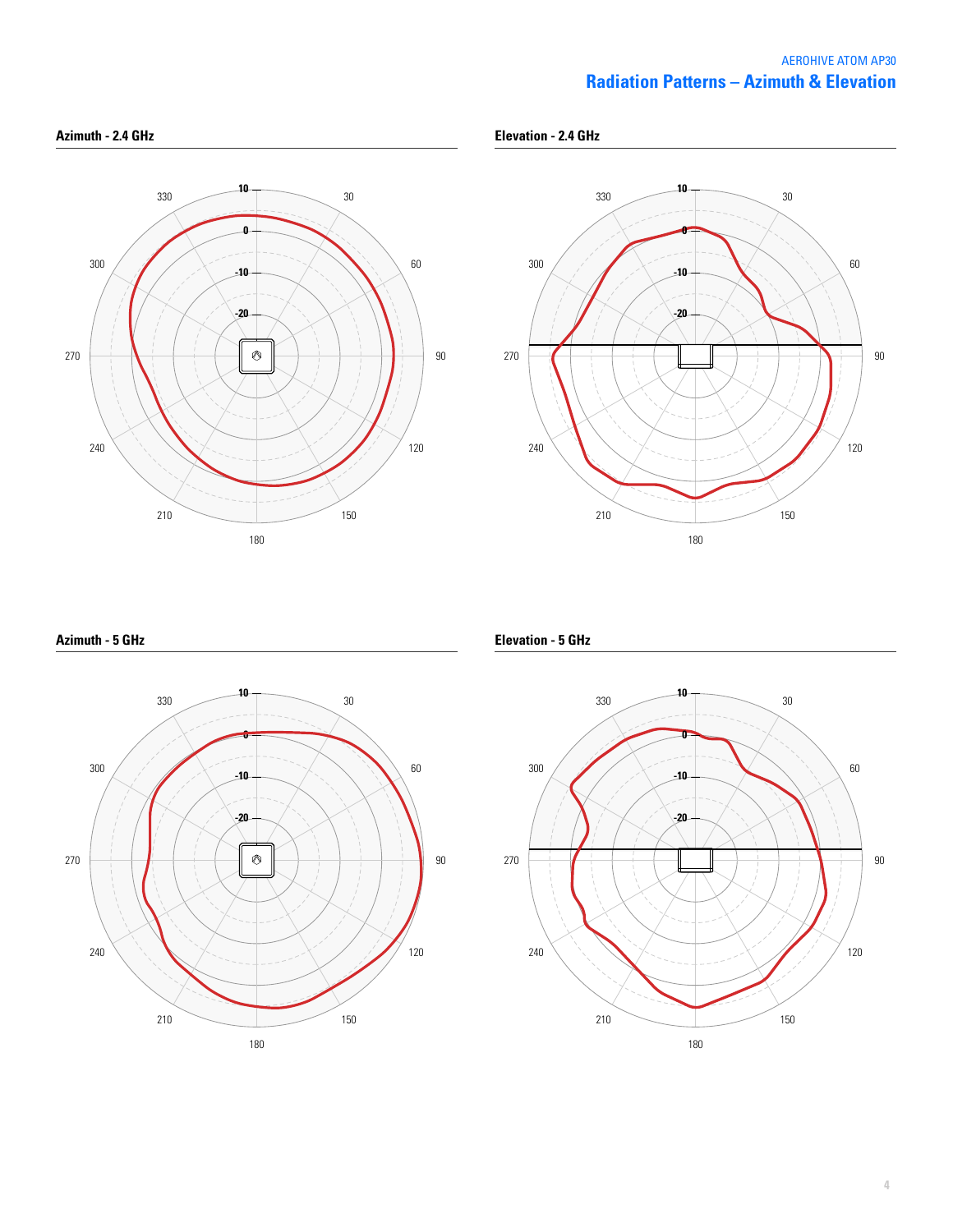## Radiation Patterns – Azimuth & Elevation

### Azimuth - 2.4 GHz

### Elevation - 2.4 GHz

### Azimuth - 5 GHz

### Elevation - 5 GHz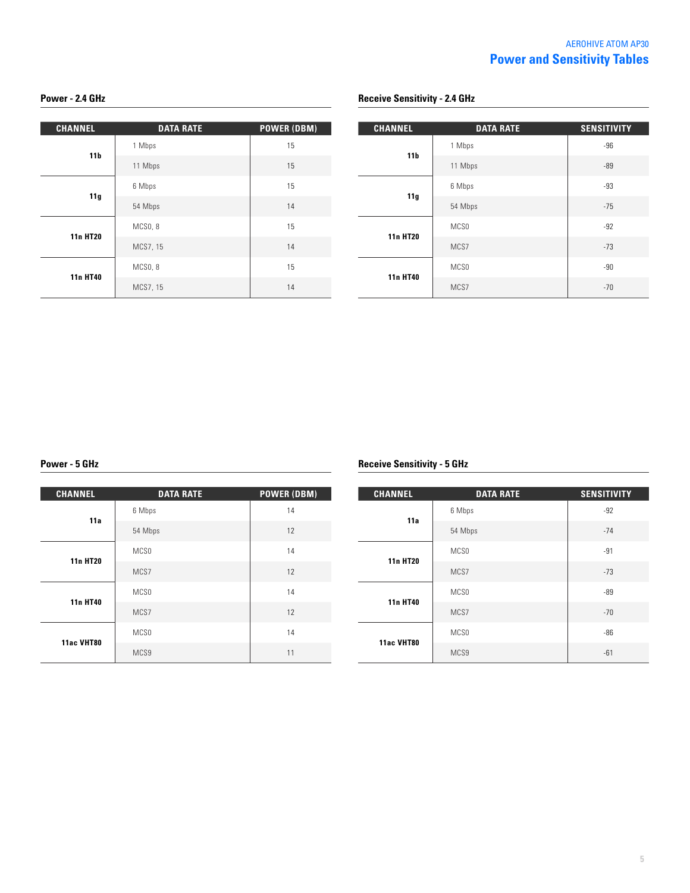# Power and Sensitivity Tables

### Power - 2.4 GHz

| CHANNEL | DATA RATE | POWER (DBM) |
|---|---|---|
| 11b | 1 Mbps | 15 |
| | 11 Mbps | 15 |
| 11g | 6 Mbps | 15 |
| | 54 Mbps | 14 |
| 11n HT20 | MCS0, 8 | 15 |
| | MCS7, 15 | 14 |
| 11n HT40 | MCS0, 8 | 15 |
| | MCS7, 15 | 14 |

### Receive Sensitivity - 2.4 GHz

| CHANNEL | DATA RATE | SENSITIVITY |
|---|---|---|
| 11b | 1 Mbps | -96 |
| | 11 Mbps | -89 |
| 11g | 6 Mbps | -93 |
| | 54 Mbps | -75 |
| 11n HT20 | MCS0 | -92 |
| | MCS7 | -73 |
| 11n HT40 | MCS0 | -90 |
| | MCS7 | -70 |

### Power - 5 GHz

| CHANNEL | DATA RATE | POWER (DBM) |
|---|---|---|
| 11a | 6 Mbps | 14 |
| | 54 Mbps | 12 |
| 11n HT20 | MCS0 | 14 |
| | MCS7 | 12 |
| 11n HT40 | MCS0 | 14 |
| | MCS7 | 12 |
| 11ac VHT80 | MCS0 | 14 |
| | MCS9 | 11 |

### Receive Sensitivity - 5 GHz

| CHANNEL | DATA RATE | SENSITIVITY |
|---|---|---|
| 11a | 6 Mbps | -92 |
| | 54 Mbps | -74 |
| 11n HT20 | MCS0 | -91 |
| | MCS7 | -73 |
| 11n HT40 | MCS0 | -89 |
| | MCS7 | -70 |
| 11ac VHT80 | MCS0 | -86 |
| | MCS9 | -61 |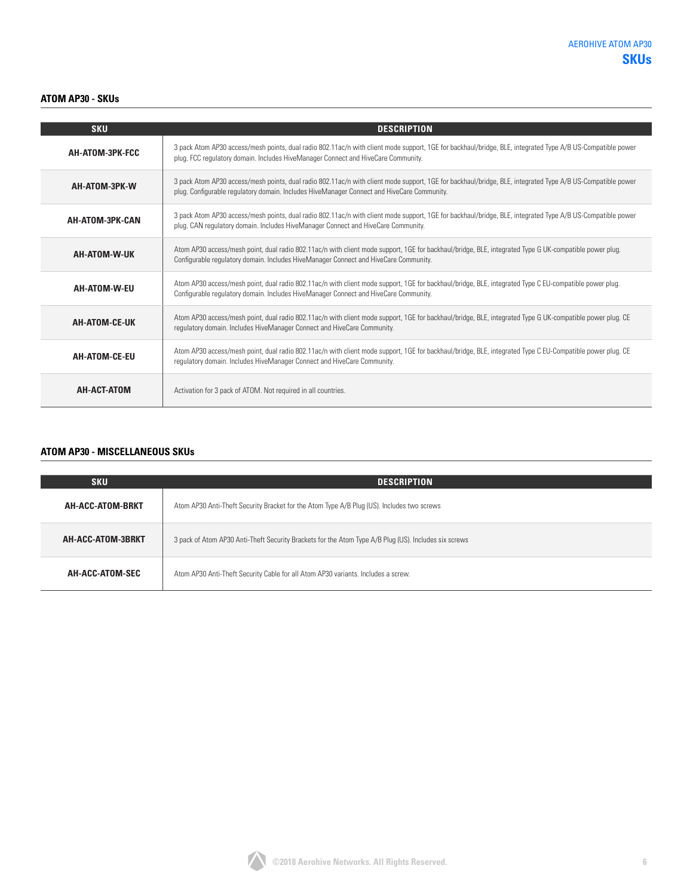## AEROHIVE ATOM AP30
# SKUs

### ATOM AP30 - SKUs

| SKU | DESCRIPTION |
| --- | --- |
| **AH-ATOM-3PK-FCC** | 3 pack Atom AP30 access/mesh points, dual radio 802.11ac/n with client mode support, 1GE for backhaul/bridge, BLE, integrated Type A/B US-Compatible power plug. FCC regulatory domain. Includes HiveManager Connect and HiveCare Community. |
| **AH-ATOM-3PK-W** | 3 pack Atom AP30 access/mesh points, dual radio 802.11ac/n with client mode support, 1GE for backhaul/bridge, BLE, integrated Type A/B US-Compatible power plug. Configurable regulatory domain. Includes HiveManager Connect and HiveCare Community. |
| **AH-ATOM-3PK-CAN** | 3 pack Atom AP30 access/mesh points, dual radio 802.11ac/n with client mode support, 1GE for backhaul/bridge, BLE, integrated Type A/B US-Compatible power plug. CAN regulatory domain. Includes HiveManager Connect and HiveCare Community. |
| **AH-ATOM-W-UK** | Atom AP30 access/mesh point, dual radio 802.11ac/n with client mode support, 1GE for backhaul/bridge, BLE, integrated Type G UK-compatible power plug. Configurable regulatory domain. Includes HiveManager Connect and HiveCare Community. |
| **AH-ATOM-W-EU** | Atom AP30 access/mesh point, dual radio 802.11ac/n with client mode support, 1GE for backhaul/bridge, BLE, integrated Type C EU-compatible power plug. Configurable regulatory domain. Includes HiveManager Connect and HiveCare Community. |
| **AH-ATOM-CE-UK** | Atom AP30 access/mesh point, dual radio 802.11ac/n with client mode support, 1GE for backhaul/bridge, BLE, integrated Type G UK-compatible power plug. CE regulatory domain. Includes HiveManager Connect and HiveCare Community. |
| **AH-ATOM-CE-EU** | Atom AP30 access/mesh point, dual radio 802.11ac/n with client mode support, 1GE for backhaul/bridge, BLE, integrated Type C EU-Compatible power plug. CE regulatory domain. Includes HiveManager Connect and HiveCare Community. |
| **AH-ACT-ATOM** | Activation for 3 pack of ATOM. Not required in all countries. |

### ATOM AP30 - MISCELLANEOUS SKUs

| SKU | DESCRIPTION |
| --- | --- |
| **AH-ACC-ATOM-BRKT** | Atom AP30 Anti-Theft Security Bracket for the Atom Type A/B Plug (US). Includes two screws |
| **AH-ACC-ATOM-3BRKT** | 3 pack of Atom AP30 Anti-Theft Security Brackets for the Atom Type A/B Plug (US). Includes six screws |
| **AH-ACC-ATOM-SEC** | Atom AP30 Anti-Theft Security Cable for all Atom AP30 variants. Includes a screw. |

©2018 Aerohive Networks. All Rights Reserved.